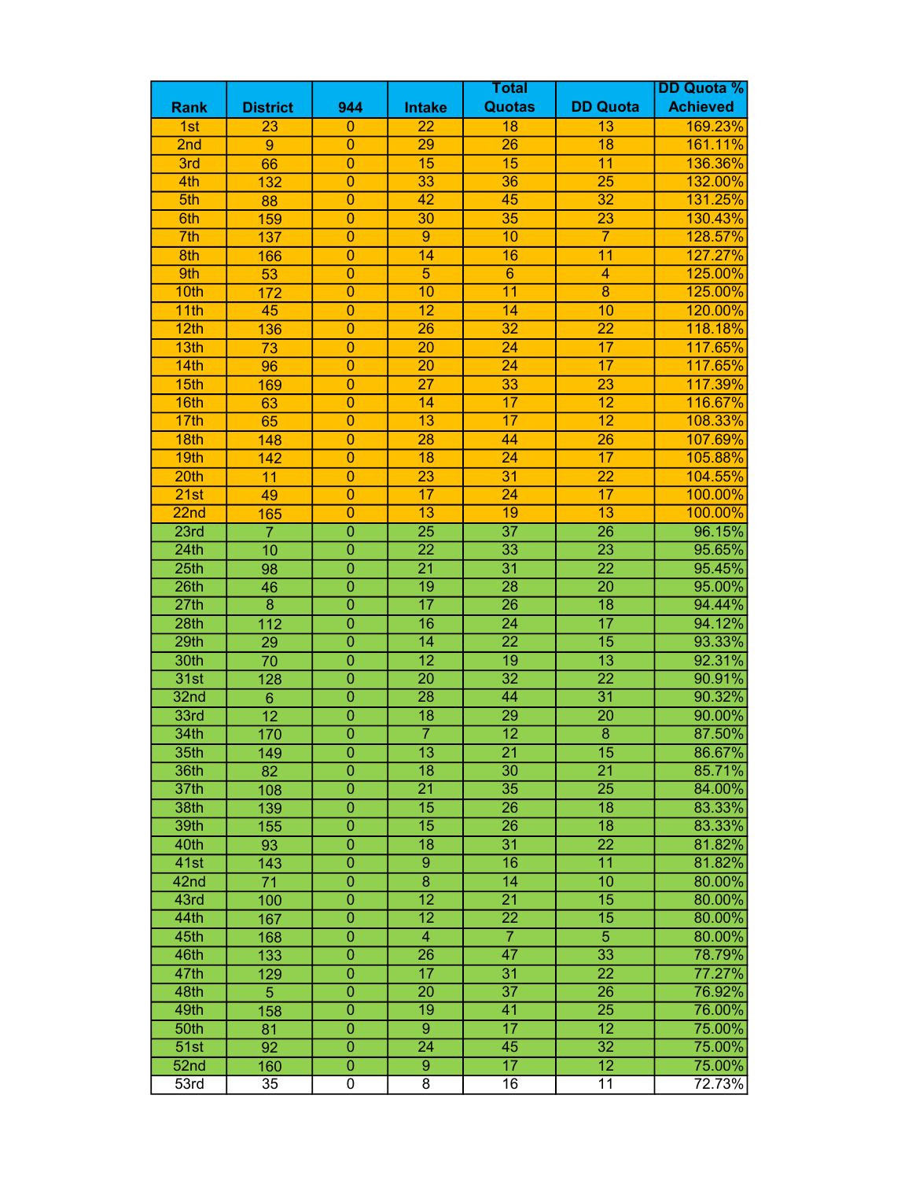| Rank | District | 944 | Intake | Total Quotas | DD Quota | DD Quota % Achieved |
|---|---|---|---|---|---|---|
| 1st | 23 | 0 | 22 | 18 | 13 | 169.23% |
| 2nd | 9 | 0 | 29 | 26 | 18 | 161.11% |
| 3rd | 66 | 0 | 15 | 15 | 11 | 136.36% |
| 4th | 132 | 0 | 33 | 36 | 25 | 132.00% |
| 5th | 88 | 0 | 42 | 45 | 32 | 131.25% |
| 6th | 159 | 0 | 30 | 35 | 23 | 130.43% |
| 7th | 137 | 0 | 9 | 10 | 7 | 128.57% |
| 8th | 166 | 0 | 14 | 16 | 11 | 127.27% |
| 9th | 53 | 0 | 5 | 6 | 4 | 125.00% |
| 10th | 172 | 0 | 10 | 11 | 8 | 125.00% |
| 11th | 45 | 0 | 12 | 14 | 10 | 120.00% |
| 12th | 136 | 0 | 26 | 32 | 22 | 118.18% |
| 13th | 73 | 0 | 20 | 24 | 17 | 117.65% |
| 14th | 96 | 0 | 20 | 24 | 17 | 117.65% |
| 15th | 169 | 0 | 27 | 33 | 23 | 117.39% |
| 16th | 63 | 0 | 14 | 17 | 12 | 116.67% |
| 17th | 65 | 0 | 13 | 17 | 12 | 108.33% |
| 18th | 148 | 0 | 28 | 44 | 26 | 107.69% |
| 19th | 142 | 0 | 18 | 24 | 17 | 105.88% |
| 20th | 11 | 0 | 23 | 31 | 22 | 104.55% |
| 21st | 49 | 0 | 17 | 24 | 17 | 100.00% |
| 22nd | 165 | 0 | 13 | 19 | 13 | 100.00% |
| 23rd | 7 | 0 | 25 | 37 | 26 | 96.15% |
| 24th | 10 | 0 | 22 | 33 | 23 | 95.65% |
| 25th | 98 | 0 | 21 | 31 | 22 | 95.45% |
| 26th | 46 | 0 | 19 | 28 | 20 | 95.00% |
| 27th | 8 | 0 | 17 | 26 | 18 | 94.44% |
| 28th | 112 | 0 | 16 | 24 | 17 | 94.12% |
| 29th | 29 | 0 | 14 | 22 | 15 | 93.33% |
| 30th | 70 | 0 | 12 | 19 | 13 | 92.31% |
| 31st | 128 | 0 | 20 | 32 | 22 | 90.91% |
| 32nd | 6 | 0 | 28 | 44 | 31 | 90.32% |
| 33rd | 12 | 0 | 18 | 29 | 20 | 90.00% |
| 34th | 170 | 0 | 7 | 12 | 8 | 87.50% |
| 35th | 149 | 0 | 13 | 21 | 15 | 86.67% |
| 36th | 82 | 0 | 18 | 30 | 21 | 85.71% |
| 37th | 108 | 0 | 21 | 35 | 25 | 84.00% |
| 38th | 139 | 0 | 15 | 26 | 18 | 83.33% |
| 39th | 155 | 0 | 15 | 26 | 18 | 83.33% |
| 40th | 93 | 0 | 18 | 31 | 22 | 81.82% |
| 41st | 143 | 0 | 9 | 16 | 11 | 81.82% |
| 42nd | 71 | 0 | 8 | 14 | 10 | 80.00% |
| 43rd | 100 | 0 | 12 | 21 | 15 | 80.00% |
| 44th | 167 | 0 | 12 | 22 | 15 | 80.00% |
| 45th | 168 | 0 | 4 | 7 | 5 | 80.00% |
| 46th | 133 | 0 | 26 | 47 | 33 | 78.79% |
| 47th | 129 | 0 | 17 | 31 | 22 | 77.27% |
| 48th | 5 | 0 | 20 | 37 | 26 | 76.92% |
| 49th | 158 | 0 | 19 | 41 | 25 | 76.00% |
| 50th | 81 | 0 | 9 | 17 | 12 | 75.00% |
| 51st | 92 | 0 | 24 | 45 | 32 | 75.00% |
| 52nd | 160 | 0 | 9 | 17 | 12 | 75.00% |
| 53rd | 35 | 0 | 8 | 16 | 11 | 72.73% |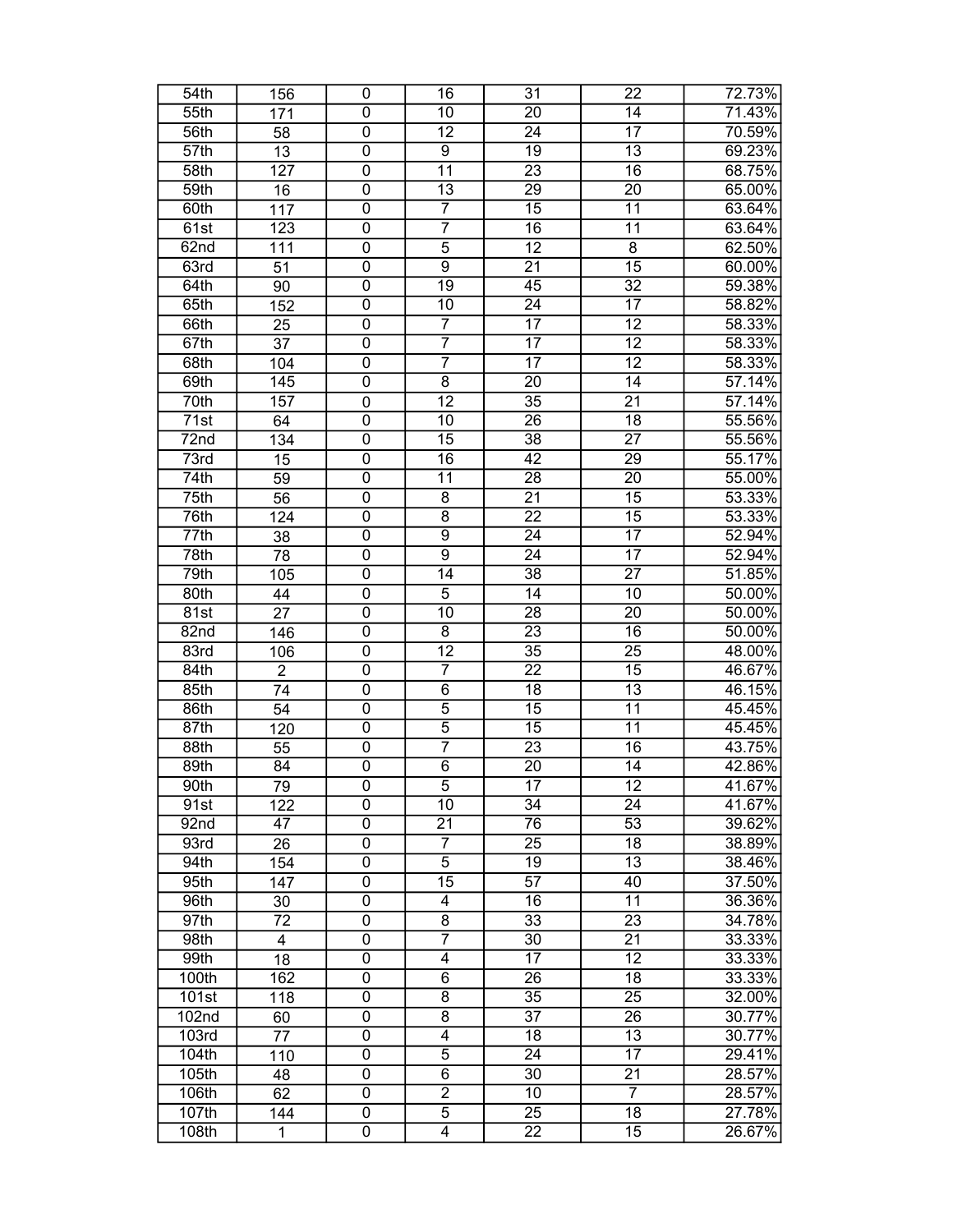| | | | | | | |
|---|---|---|---|---|---|---|
| 54th | 156 | 0 | 16 | 31 | 22 | 72.73% |
| 55th | 171 | 0 | 10 | 20 | 14 | 71.43% |
| 56th | 58 | 0 | 12 | 24 | 17 | 70.59% |
| 57th | 13 | 0 | 9 | 19 | 13 | 69.23% |
| 58th | 127 | 0 | 11 | 23 | 16 | 68.75% |
| 59th | 16 | 0 | 13 | 29 | 20 | 65.00% |
| 60th | 117 | 0 | 7 | 15 | 11 | 63.64% |
| 61st | 123 | 0 | 7 | 16 | 11 | 63.64% |
| 62nd | 111 | 0 | 5 | 12 | 8 | 62.50% |
| 63rd | 51 | 0 | 9 | 21 | 15 | 60.00% |
| 64th | 90 | 0 | 19 | 45 | 32 | 59.38% |
| 65th | 152 | 0 | 10 | 24 | 17 | 58.82% |
| 66th | 25 | 0 | 7 | 17 | 12 | 58.33% |
| 67th | 37 | 0 | 7 | 17 | 12 | 58.33% |
| 68th | 104 | 0 | 7 | 17 | 12 | 58.33% |
| 69th | 145 | 0 | 8 | 20 | 14 | 57.14% |
| 70th | 157 | 0 | 12 | 35 | 21 | 57.14% |
| 71st | 64 | 0 | 10 | 26 | 18 | 55.56% |
| 72nd | 134 | 0 | 15 | 38 | 27 | 55.56% |
| 73rd | 15 | 0 | 16 | 42 | 29 | 55.17% |
| 74th | 59 | 0 | 11 | 28 | 20 | 55.00% |
| 75th | 56 | 0 | 8 | 21 | 15 | 53.33% |
| 76th | 124 | 0 | 8 | 22 | 15 | 53.33% |
| 77th | 38 | 0 | 9 | 24 | 17 | 52.94% |
| 78th | 78 | 0 | 9 | 24 | 17 | 52.94% |
| 79th | 105 | 0 | 14 | 38 | 27 | 51.85% |
| 80th | 44 | 0 | 5 | 14 | 10 | 50.00% |
| 81st | 27 | 0 | 10 | 28 | 20 | 50.00% |
| 82nd | 146 | 0 | 8 | 23 | 16 | 50.00% |
| 83rd | 106 | 0 | 12 | 35 | 25 | 48.00% |
| 84th | 2 | 0 | 7 | 22 | 15 | 46.67% |
| 85th | 74 | 0 | 6 | 18 | 13 | 46.15% |
| 86th | 54 | 0 | 5 | 15 | 11 | 45.45% |
| 87th | 120 | 0 | 5 | 15 | 11 | 45.45% |
| 88th | 55 | 0 | 7 | 23 | 16 | 43.75% |
| 89th | 84 | 0 | 6 | 20 | 14 | 42.86% |
| 90th | 79 | 0 | 5 | 17 | 12 | 41.67% |
| 91st | 122 | 0 | 10 | 34 | 24 | 41.67% |
| 92nd | 47 | 0 | 21 | 76 | 53 | 39.62% |
| 93rd | 26 | 0 | 7 | 25 | 18 | 38.89% |
| 94th | 154 | 0 | 5 | 19 | 13 | 38.46% |
| 95th | 147 | 0 | 15 | 57 | 40 | 37.50% |
| 96th | 30 | 0 | 4 | 16 | 11 | 36.36% |
| 97th | 72 | 0 | 8 | 33 | 23 | 34.78% |
| 98th | 4 | 0 | 7 | 30 | 21 | 33.33% |
| 99th | 18 | 0 | 4 | 17 | 12 | 33.33% |
| 100th | 162 | 0 | 6 | 26 | 18 | 33.33% |
| 101st | 118 | 0 | 8 | 35 | 25 | 32.00% |
| 102nd | 60 | 0 | 8 | 37 | 26 | 30.77% |
| 103rd | 77 | 0 | 4 | 18 | 13 | 30.77% |
| 104th | 110 | 0 | 5 | 24 | 17 | 29.41% |
| 105th | 48 | 0 | 6 | 30 | 21 | 28.57% |
| 106th | 62 | 0 | 2 | 10 | 7 | 28.57% |
| 107th | 144 | 0 | 5 | 25 | 18 | 27.78% |
| 108th | 1 | 0 | 4 | 22 | 15 | 26.67% |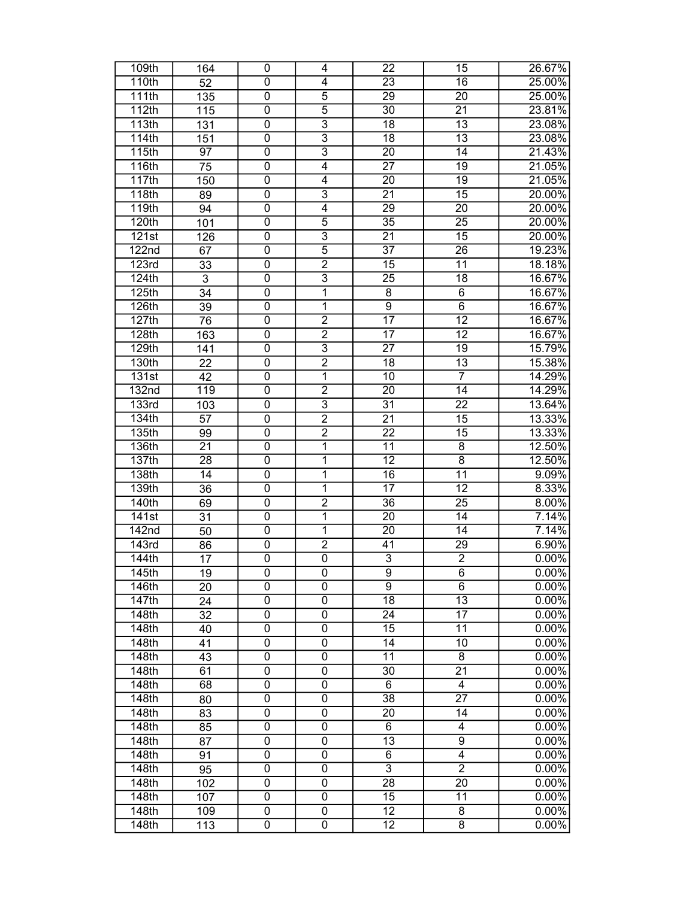| | | | | | | |
|---|---|---|---|---|---|---|
| 109th | 164 | 0 | 4 | 22 | 15 | 26.67% |
| 110th | 52 | 0 | 4 | 23 | 16 | 25.00% |
| 111th | 135 | 0 | 5 | 29 | 20 | 25.00% |
| 112th | 115 | 0 | 5 | 30 | 21 | 23.81% |
| 113th | 131 | 0 | 3 | 18 | 13 | 23.08% |
| 114th | 151 | 0 | 3 | 18 | 13 | 23.08% |
| 115th | 97 | 0 | 3 | 20 | 14 | 21.43% |
| 116th | 75 | 0 | 4 | 27 | 19 | 21.05% |
| 117th | 150 | 0 | 4 | 20 | 19 | 21.05% |
| 118th | 89 | 0 | 3 | 21 | 15 | 20.00% |
| 119th | 94 | 0 | 4 | 29 | 20 | 20.00% |
| 120th | 101 | 0 | 5 | 35 | 25 | 20.00% |
| 121st | 126 | 0 | 3 | 21 | 15 | 20.00% |
| 122nd | 67 | 0 | 5 | 37 | 26 | 19.23% |
| 123rd | 33 | 0 | 2 | 15 | 11 | 18.18% |
| 124th | 3 | 0 | 3 | 25 | 18 | 16.67% |
| 125th | 34 | 0 | 1 | 8 | 6 | 16.67% |
| 126th | 39 | 0 | 1 | 9 | 6 | 16.67% |
| 127th | 76 | 0 | 2 | 17 | 12 | 16.67% |
| 128th | 163 | 0 | 2 | 17 | 12 | 16.67% |
| 129th | 141 | 0 | 3 | 27 | 19 | 15.79% |
| 130th | 22 | 0 | 2 | 18 | 13 | 15.38% |
| 131st | 42 | 0 | 1 | 10 | 7 | 14.29% |
| 132nd | 119 | 0 | 2 | 20 | 14 | 14.29% |
| 133rd | 103 | 0 | 3 | 31 | 22 | 13.64% |
| 134th | 57 | 0 | 2 | 21 | 15 | 13.33% |
| 135th | 99 | 0 | 2 | 22 | 15 | 13.33% |
| 136th | 21 | 0 | 1 | 11 | 8 | 12.50% |
| 137th | 28 | 0 | 1 | 12 | 8 | 12.50% |
| 138th | 14 | 0 | 1 | 16 | 11 | 9.09% |
| 139th | 36 | 0 | 1 | 17 | 12 | 8.33% |
| 140th | 69 | 0 | 2 | 36 | 25 | 8.00% |
| 141st | 31 | 0 | 1 | 20 | 14 | 7.14% |
| 142nd | 50 | 0 | 1 | 20 | 14 | 7.14% |
| 143rd | 86 | 0 | 2 | 41 | 29 | 6.90% |
| 144th | 17 | 0 | 0 | 3 | 2 | 0.00% |
| 145th | 19 | 0 | 0 | 9 | 6 | 0.00% |
| 146th | 20 | 0 | 0 | 9 | 6 | 0.00% |
| 147th | 24 | 0 | 0 | 18 | 13 | 0.00% |
| 148th | 32 | 0 | 0 | 24 | 17 | 0.00% |
| 148th | 40 | 0 | 0 | 15 | 11 | 0.00% |
| 148th | 41 | 0 | 0 | 14 | 10 | 0.00% |
| 148th | 43 | 0 | 0 | 11 | 8 | 0.00% |
| 148th | 61 | 0 | 0 | 30 | 21 | 0.00% |
| 148th | 68 | 0 | 0 | 6 | 4 | 0.00% |
| 148th | 80 | 0 | 0 | 38 | 27 | 0.00% |
| 148th | 83 | 0 | 0 | 20 | 14 | 0.00% |
| 148th | 85 | 0 | 0 | 6 | 4 | 0.00% |
| 148th | 87 | 0 | 0 | 13 | 9 | 0.00% |
| 148th | 91 | 0 | 0 | 6 | 4 | 0.00% |
| 148th | 95 | 0 | 0 | 3 | 2 | 0.00% |
| 148th | 102 | 0 | 0 | 28 | 20 | 0.00% |
| 148th | 107 | 0 | 0 | 15 | 11 | 0.00% |
| 148th | 109 | 0 | 0 | 12 | 8 | 0.00% |
| 148th | 113 | 0 | 0 | 12 | 8 | 0.00% |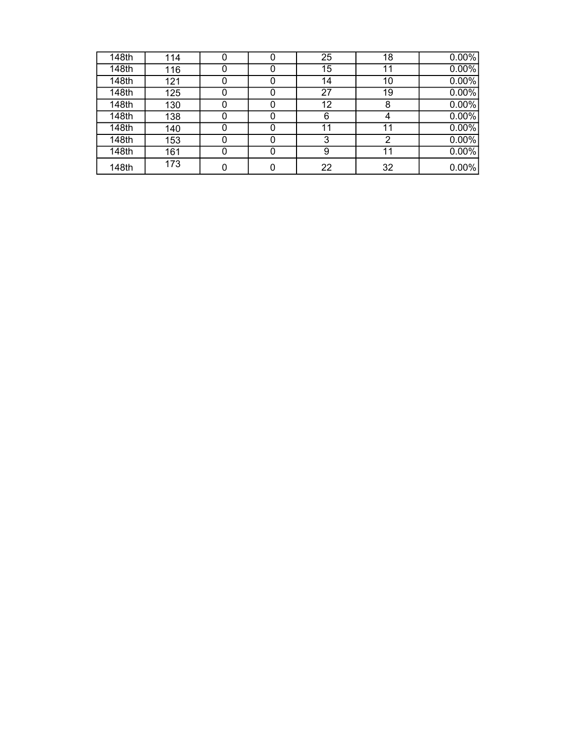| | | | | | | |
|---|---|---|---|---|---|---|
| 148th | 114 | 0 | 0 | 25 | 18 | 0.00% |
| 148th | 116 | 0 | 0 | 15 | 11 | 0.00% |
| 148th | 121 | 0 | 0 | 14 | 10 | 0.00% |
| 148th | 125 | 0 | 0 | 27 | 19 | 0.00% |
| 148th | 130 | 0 | 0 | 12 | 8 | 0.00% |
| 148th | 138 | 0 | 0 | 6 | 4 | 0.00% |
| 148th | 140 | 0 | 0 | 11 | 11 | 0.00% |
| 148th | 153 | 0 | 0 | 3 | 2 | 0.00% |
| 148th | 161 | 0 | 0 | 9 | 11 | 0.00% |
| 148th | 173 | 0 | 0 | 22 | 32 | 0.00% |